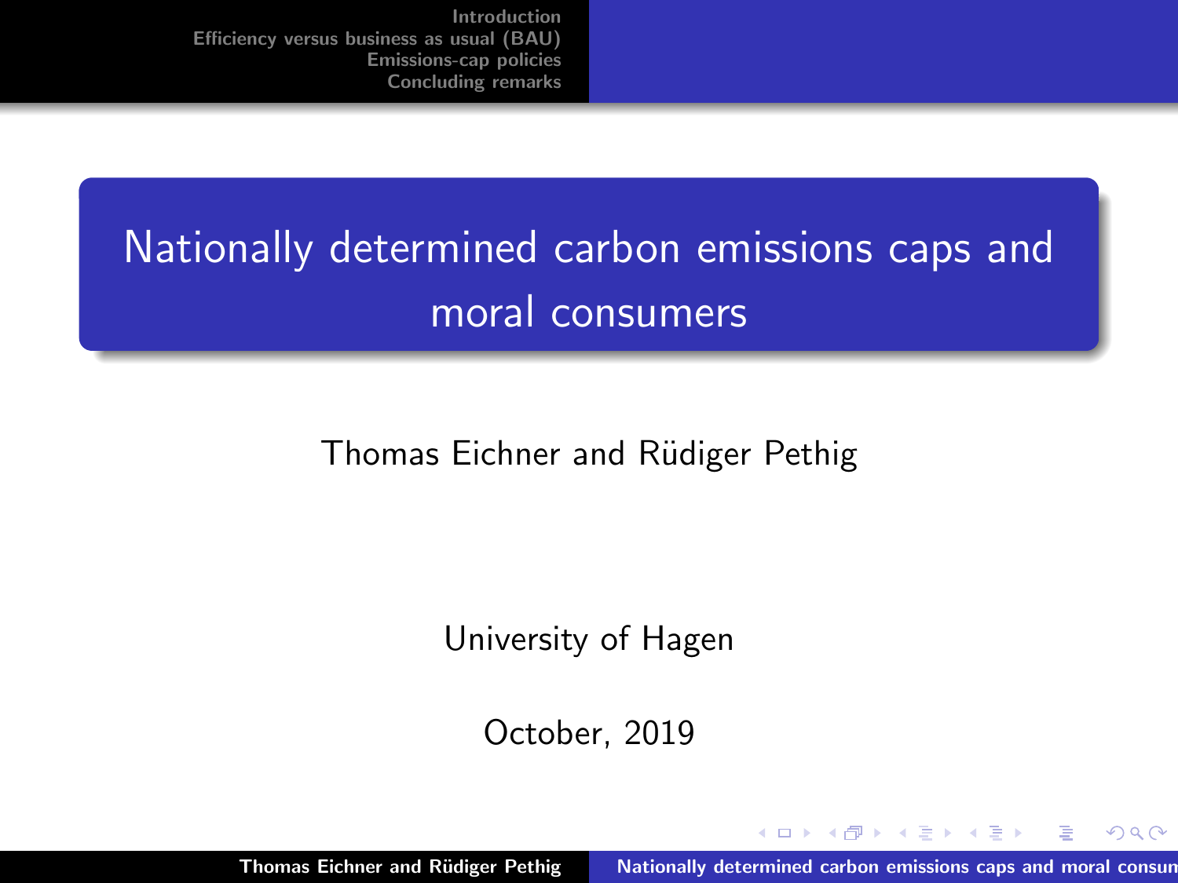# Nationally determined carbon emissions caps and moral consumers

Thomas Eichner and Rüdiger Pethig

University of Hagen

October, 2019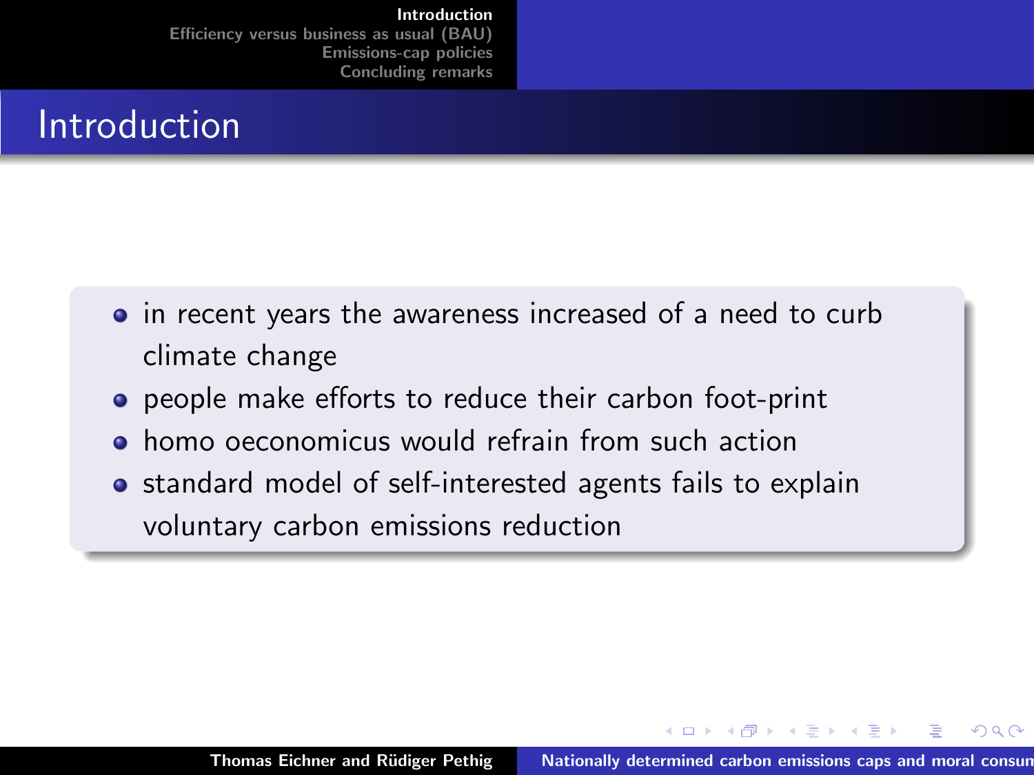# Introduction

- in recent years the awareness increased of a need to curb climate change
- people make efforts to reduce their carbon foot-print
- homo oeconomicus would refrain from such action
- standard model of self-interested agents fails to explain voluntary carbon emissions reduction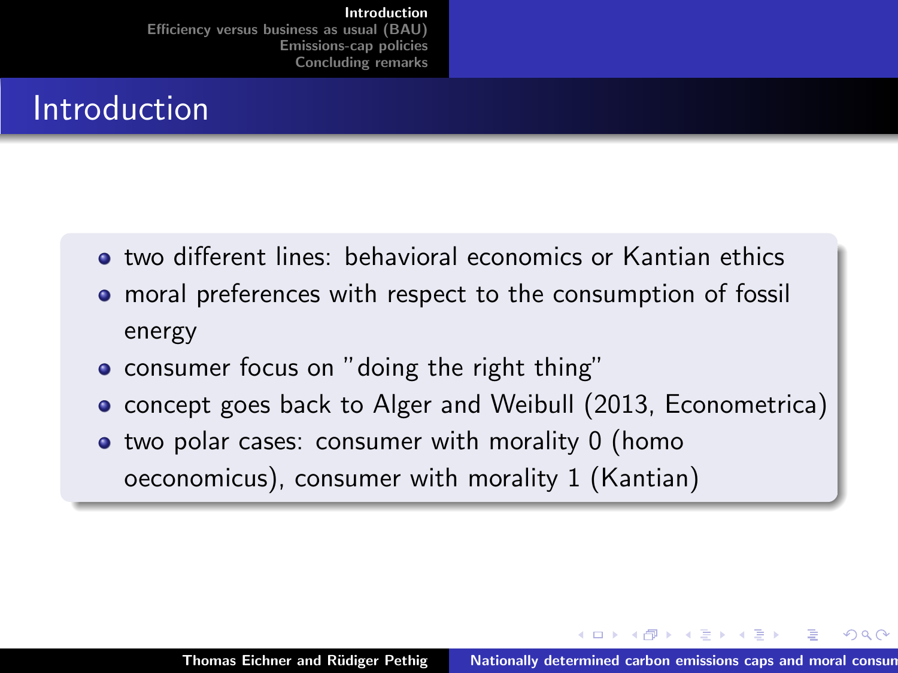# Introduction

- two different lines: behavioral economics or Kantian ethics
- moral preferences with respect to the consumption of fossil energy
- consumer focus on "doing the right thing"
- concept goes back to Alger and Weibull (2013, Econometrica)
- two polar cases: consumer with morality 0 (homo oeconomicus), consumer with morality 1 (Kantian)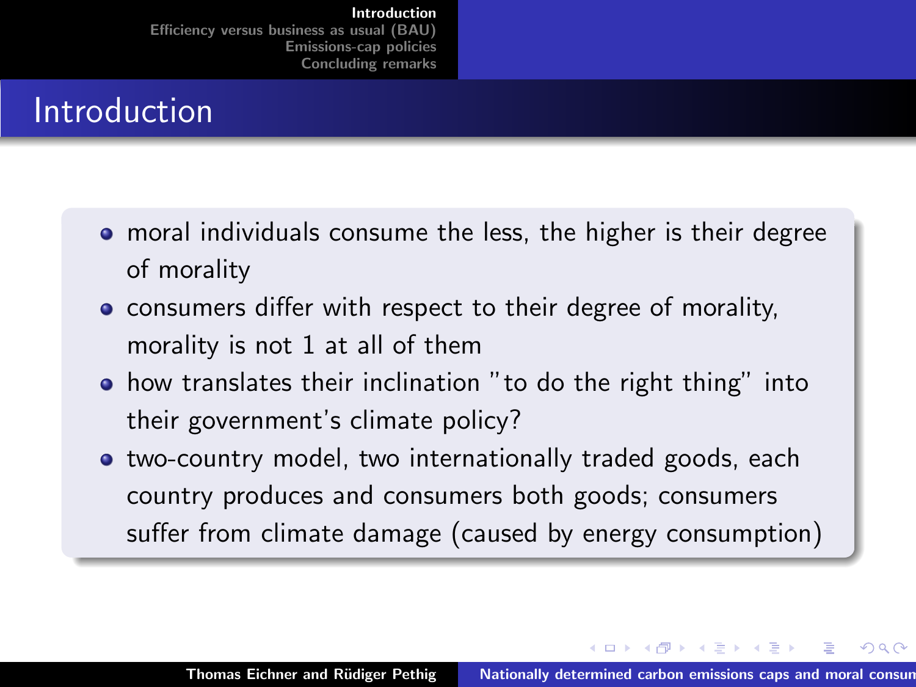# Introduction

- moral individuals consume the less, the higher is their degree of morality
- consumers differ with respect to their degree of morality, morality is not 1 at all of them
- how translates their inclination "to do the right thing" into their government's climate policy?
- two-country model, two internationally traded goods, each country produces and consumers both goods; consumers suffer from climate damage (caused by energy consumption)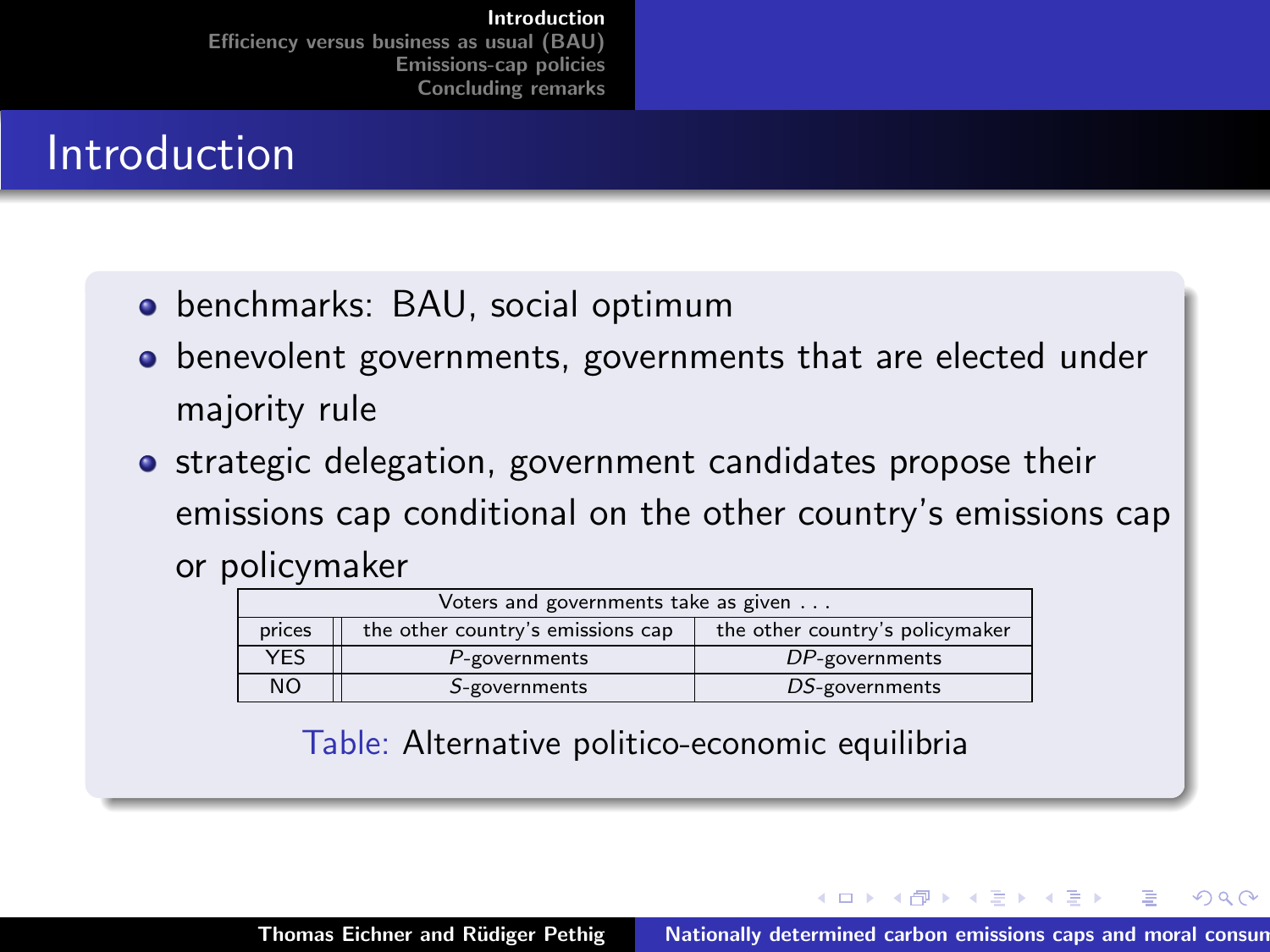# Introduction

- benchmarks: BAU, social optimum
- benevolent governments, governments that are elected under majority rule
- strategic delegation, government candidates propose their emissions cap conditional on the other country's emissions cap or policymaker

| Voters and governments take as given . . . | | |
|---|---|---|
| prices | the other country's emissions cap | the other country's policymaker |
| YES | $P$-governments | $DP$-governments |
| NO | $S$-governments | $DS$-governments |

Table: Alternative politico-economic equilibria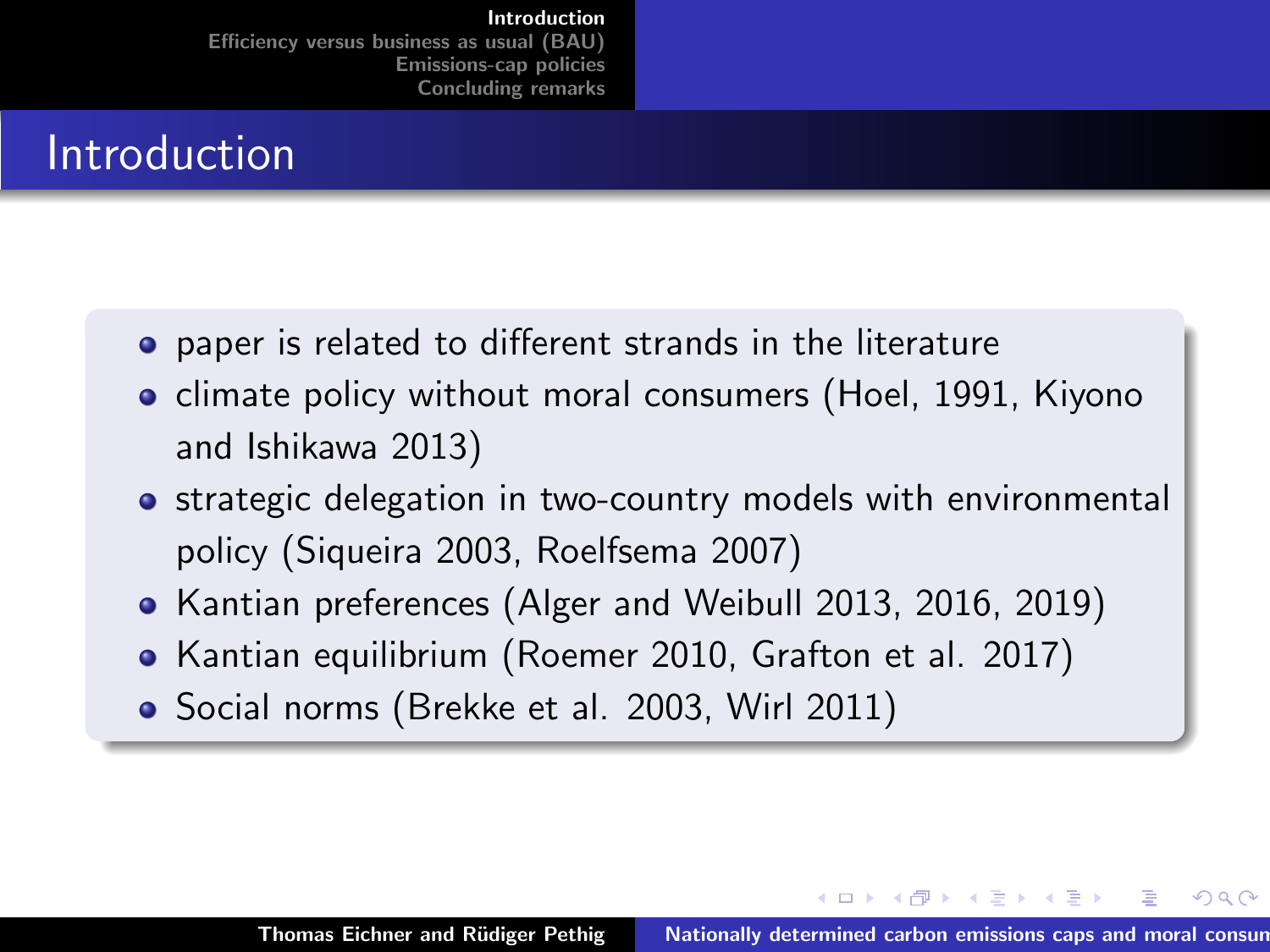# Introduction

- paper is related to different strands in the literature
- climate policy without moral consumers (Hoel, 1991, Kiyono and Ishikawa 2013)
- strategic delegation in two-country models with environmental policy (Siqueira 2003, Roelfsema 2007)
- Kantian preferences (Alger and Weibull 2013, 2016, 2019)
- Kantian equilibrium (Roemer 2010, Grafton et al. 2017)
- Social norms (Brekke et al. 2003, Wirl 2011)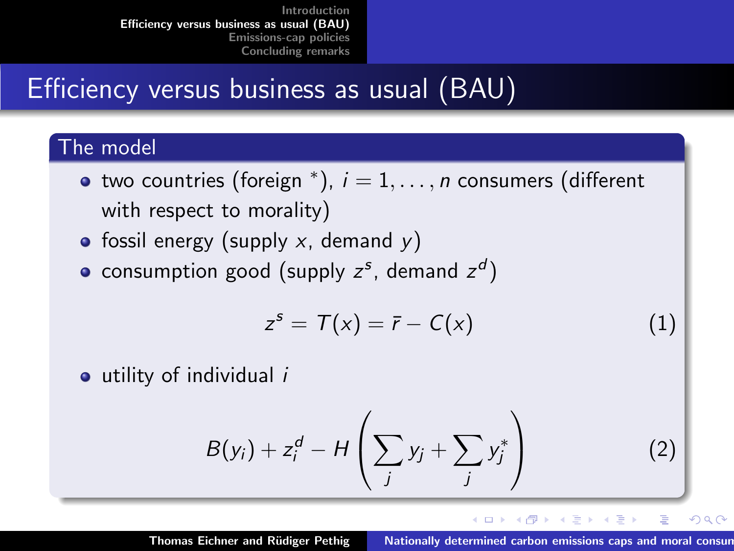# Efficiency versus business as usual (BAU)

## The model

- two countries (foreign $^*$), $i = 1, \ldots, n$ consumers (different with respect to morality)
- fossil energy (supply $x$, demand $y$)
- consumption good (supply $z^s$, demand $z^d$)

$$z^s = T(x) = \bar{r} - C(x) \tag{1}$$

- utility of individual $i$

$$B(y_i) + z_i^d - H\left(\sum_j y_j + \sum_j y_j^*\right) \tag{2}$$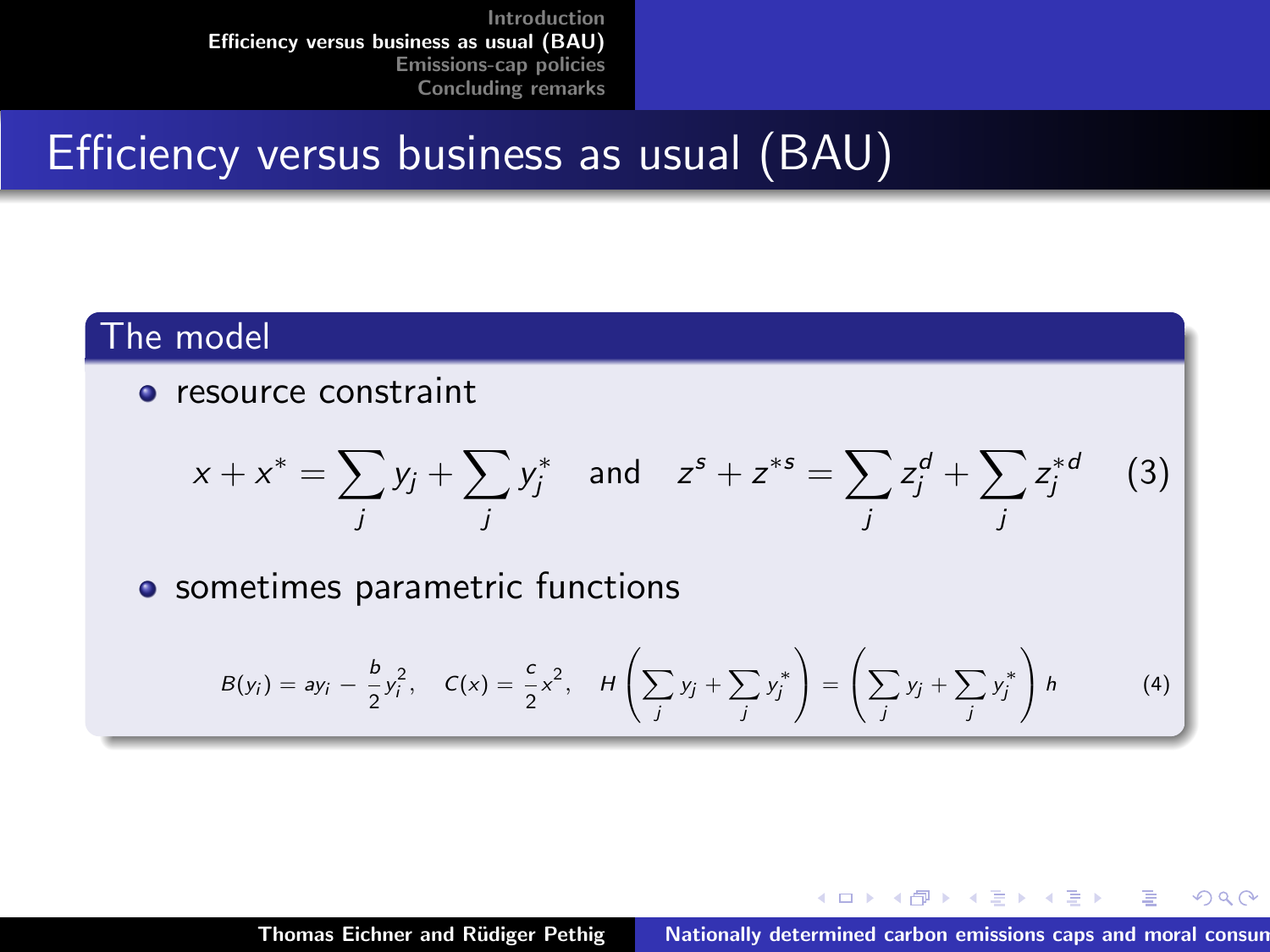# Efficiency versus business as usual (BAU)

## The model

- resource constraint

$$x + x^* = \sum_j y_j + \sum_j y_j^* \quad \text{and} \quad z^s + z^{*s} = \sum_j z_j^d + \sum_j z_j^{*d} \tag{3}$$

- sometimes parametric functions

$$B(y_i) = ay_i - \frac{b}{2}y_i^2, \quad C(x) = \frac{c}{2}x^2, \quad H\left(\sum_j y_j + \sum_j y_j^*\right) = \left(\sum_j y_j + \sum_j y_j^*\right)h \tag{4}$$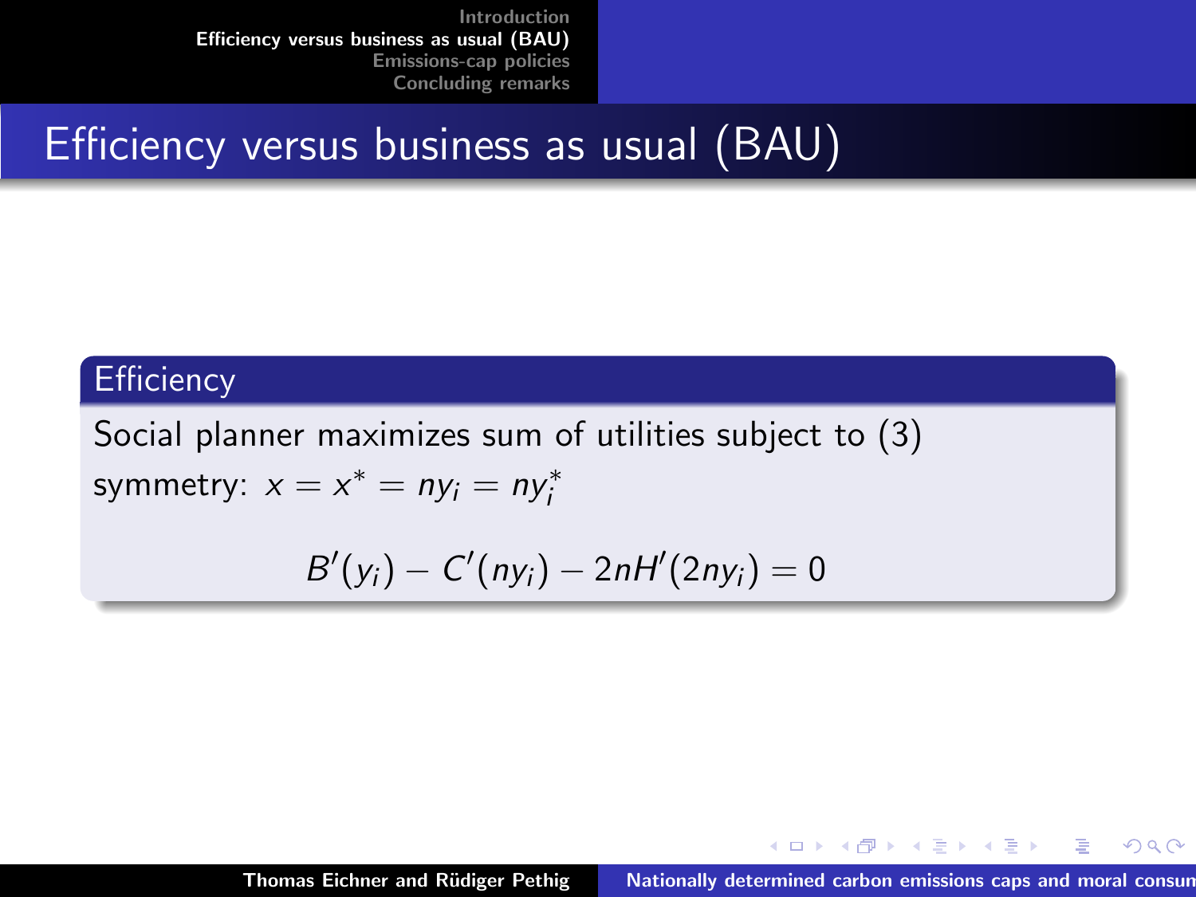# Efficiency versus business as usual (BAU)

### Efficiency

Social planner maximizes sum of utilities subject to (3)

symmetry: $x = x^* = ny_i = ny_i^*$

$$B'(y_i) - C'(ny_i) - 2nH'(2ny_i) = 0$$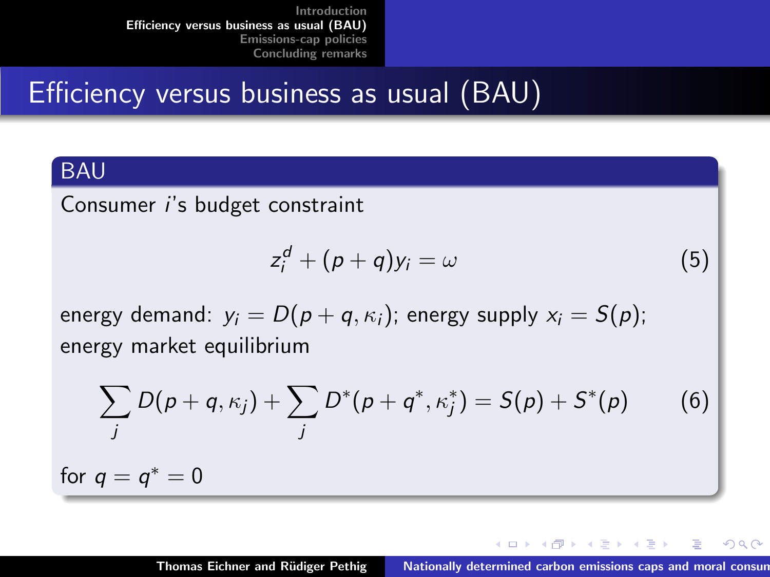# Efficiency versus business as usual (BAU)

## BAU

Consumer $i$'s budget constraint

$$z_i^d + (p+q)y_i = \omega \tag{5}$$

energy demand: $y_i = D(p+q, \kappa_i)$; energy supply $x_i = S(p)$; energy market equilibrium

$$\sum_j D(p+q, \kappa_j) + \sum_j D^*(p+q^*, \kappa_j^*) = S(p) + S^*(p) \tag{6}$$

for $q = q^* = 0$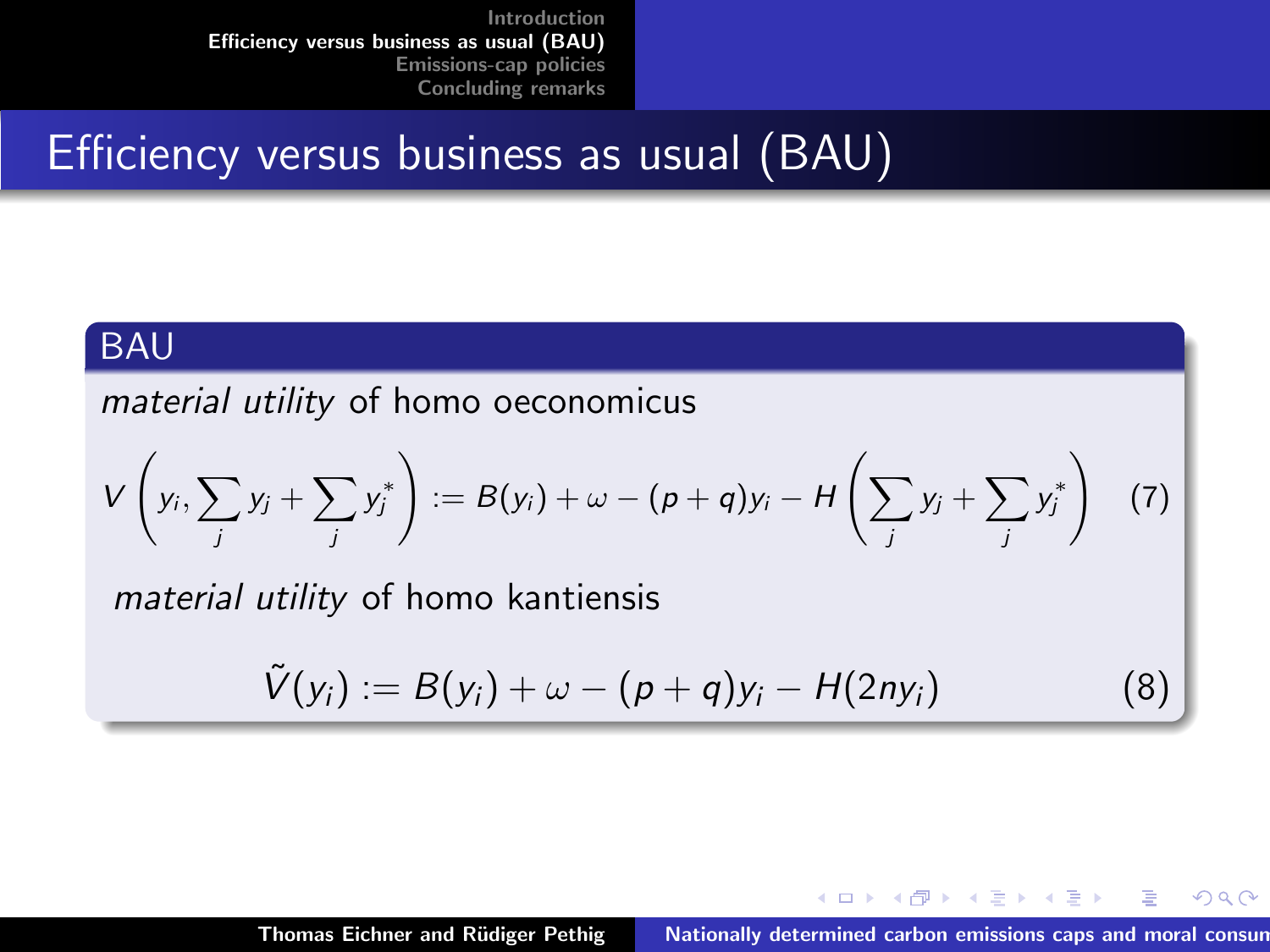# Efficiency versus business as usual (BAU)

## BAU

*material utility* of homo oeconomicus

$$V\left(y_i, \sum_j y_j + \sum_j y_j^*\right) := B(y_i) + \omega - (p+q)y_i - H\left(\sum_j y_j + \sum_j y_j^*\right) \quad (7)$$

*material utility* of homo kantiensis

$$\tilde{V}(y_i) := B(y_i) + \omega - (p+q)y_i - H(2ny_i) \quad (8)$$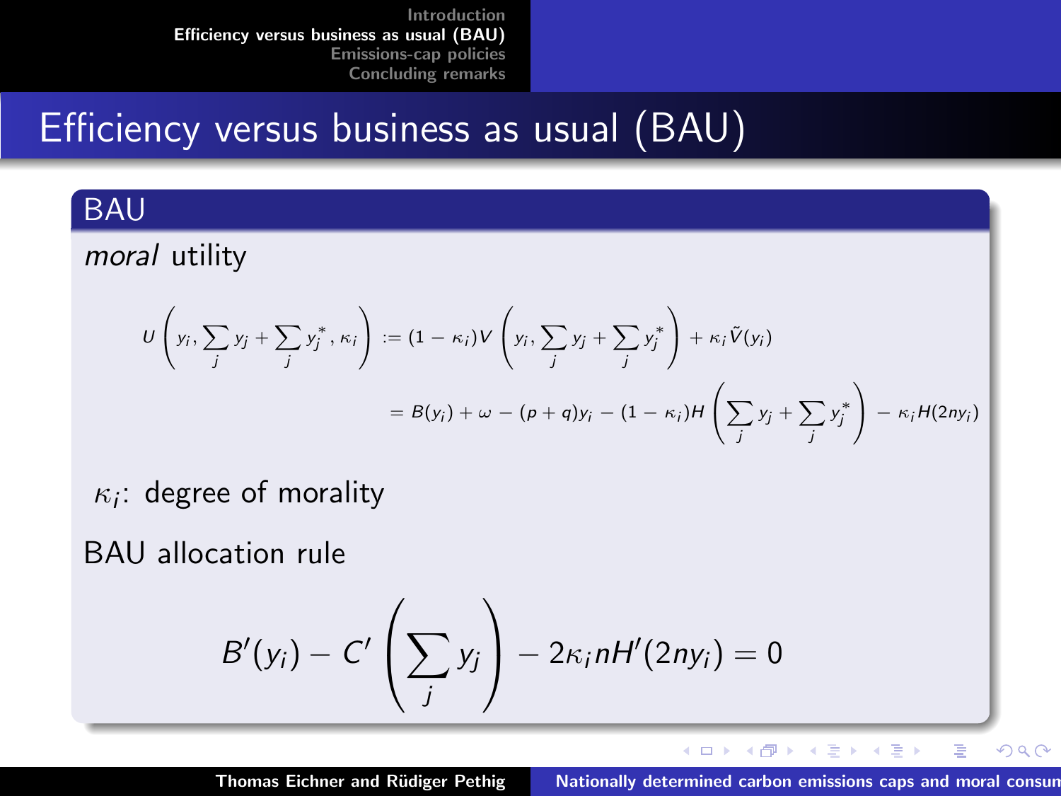# Efficiency versus business as usual (BAU)

## BAU

*moral* utility

$$U\left(y_i, \sum_j y_j + \sum_j y_j^*, \kappa_i\right) := (1-\kappa_i)V\left(y_i, \sum_j y_j + \sum_j y_j^*\right) + \kappa_i \tilde{V}(y_i)$$

$$= B(y_i) + \omega - (p+q)y_i - (1-\kappa_i)H\left(\sum_j y_j + \sum_j y_j^*\right) - \kappa_i H(2ny_i)$$

$\kappa_i$: degree of morality

BAU allocation rule

$$B'(y_i) - C'\left(\sum_j y_j\right) - 2\kappa_i n H'(2ny_i) = 0$$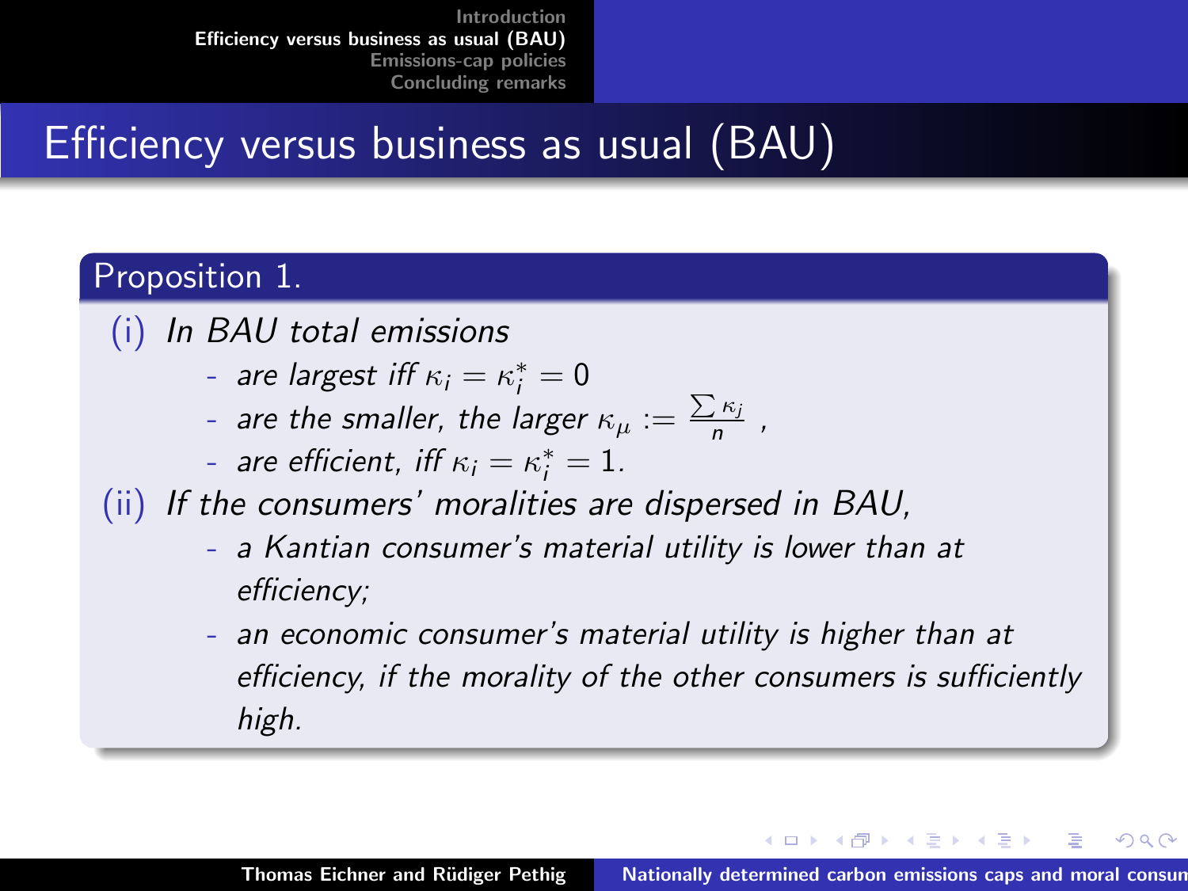# Efficiency versus business as usual (BAU)

**Proposition 1.**

(i) *In BAU total emissions*

- *are largest iff* $\kappa_i = \kappa_i^* = 0$
- *are the smaller, the larger* $\kappa_\mu := \frac{\sum \kappa_j}{n}$ ,
- *are efficient, iff* $\kappa_i = \kappa_i^* = 1$.

(ii) *If the consumers' moralities are dispersed in BAU,*

- *a Kantian consumer's material utility is lower than at efficiency;*
- *an economic consumer's material utility is higher than at efficiency, if the morality of the other consumers is sufficiently high.*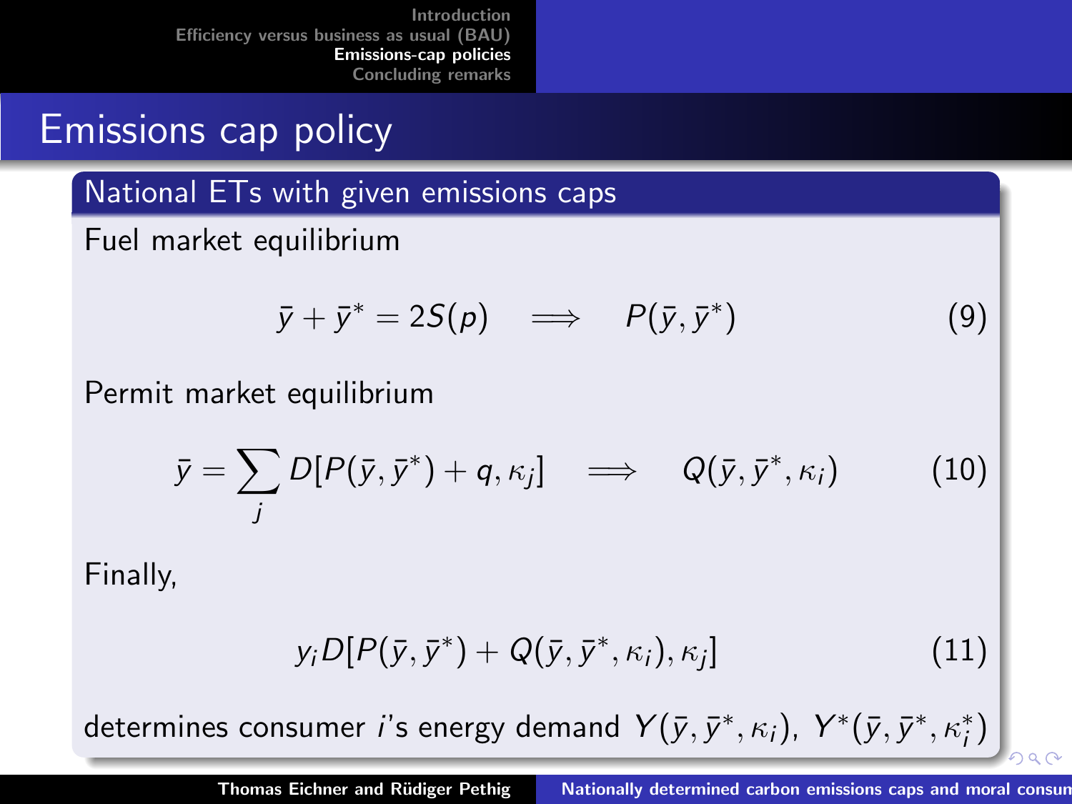# Emissions cap policy

## National ETs with given emissions caps

Fuel market equilibrium

$$\bar{y} + \bar{y}^* = 2S(p) \quad \Longrightarrow \quad P(\bar{y}, \bar{y}^*) \tag{9}$$

Permit market equilibrium

$$\bar{y} = \sum_j D[P(\bar{y}, \bar{y}^*) + q, \kappa_j] \quad \Longrightarrow \quad Q(\bar{y}, \bar{y}^*, \kappa_i) \tag{10}$$

Finally,

$$y_i D[P(\bar{y}, \bar{y}^*) + Q(\bar{y}, \bar{y}^*, \kappa_i), \kappa_j] \tag{11}$$

determines consumer $i$'s energy demand $Y(\bar{y}, \bar{y}^*, \kappa_i)$, $Y^*(\bar{y}, \bar{y}^*, \kappa_i^*)$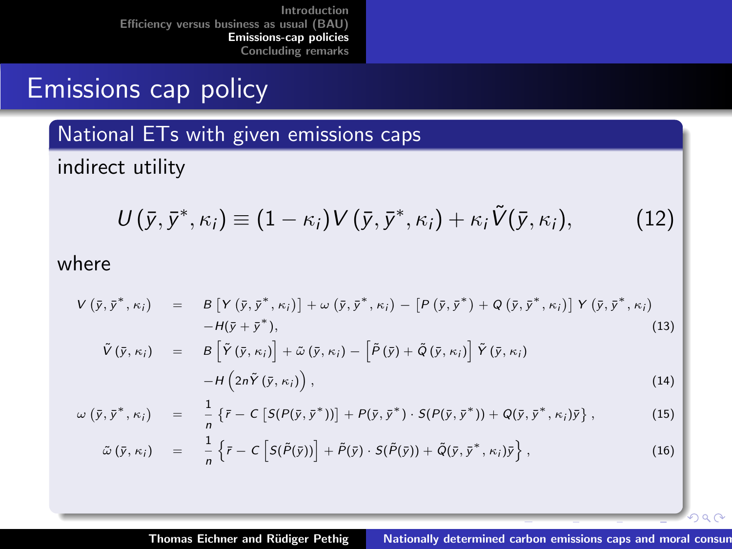# Emissions cap policy

## National ETs with given emissions caps

indirect utility

$$U\left(\bar{y}, \bar{y}^*, \kappa_i\right) \equiv (1-\kappa_i) V\left(\bar{y}, \bar{y}^*, \kappa_i\right) + \kappa_i \tilde{V}(\bar{y}, \kappa_i), \tag{12}$$

where

$$\begin{aligned}
V\left(\bar{y}, \bar{y}^*, \kappa_i\right) &= B\left[Y\left(\bar{y}, \bar{y}^*, \kappa_i\right)\right] + \omega\left(\bar{y}, \bar{y}^*, \kappa_i\right) - \left[P\left(\bar{y}, \bar{y}^*\right) + Q\left(\bar{y}, \bar{y}^*, \kappa_i\right)\right] Y\left(\bar{y}, \bar{y}^*, \kappa_i\right) \\
&\quad - H(\bar{y} + \bar{y}^*), &(13)\\
\tilde{V}\left(\bar{y}, \kappa_i\right) &= B\left[\tilde{Y}\left(\bar{y}, \kappa_i\right)\right] + \tilde{\omega}\left(\bar{y}, \kappa_i\right) - \left[\tilde{P}\left(\bar{y}\right) + \tilde{Q}\left(\bar{y}, \kappa_i\right)\right] \tilde{Y}\left(\bar{y}, \kappa_i\right) \\
&\quad - H\left(2n\tilde{Y}\left(\bar{y}, \kappa_i\right)\right), &(14)\\
\omega\left(\bar{y}, \bar{y}^*, \kappa_i\right) &= \frac{1}{n}\left\{\bar{r} - C\left[S(P(\bar{y}, \bar{y}^*))\right] + P(\bar{y}, \bar{y}^*) \cdot S(P(\bar{y}, \bar{y}^*)) + Q(\bar{y}, \bar{y}^*, \kappa_i)\bar{y}\right\}, &(15)\\
\tilde{\omega}\left(\bar{y}, \kappa_i\right) &= \frac{1}{n}\left\{\bar{r} - C\left[S(\tilde{P}(\bar{y}))\right] + \tilde{P}(\bar{y}) \cdot S(\tilde{P}(\bar{y})) + \tilde{Q}(\bar{y}, \bar{y}^*, \kappa_i)\bar{y}\right\}, &(16)
\end{aligned}$$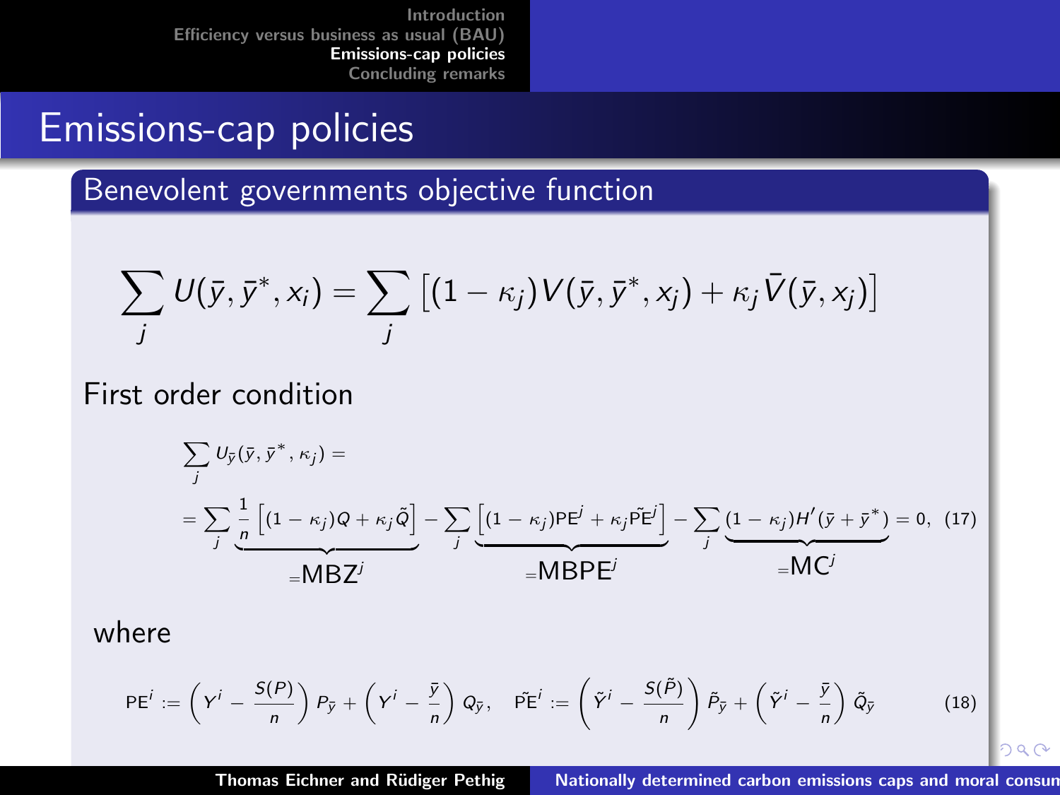# Emissions-cap policies

## Benevolent governments objective function

$$\sum_j U(\bar{y}, \bar{y}^*, x_i) = \sum_j \left[(1-\kappa_j) V(\bar{y}, \bar{y}^*, x_j) + \kappa_j \bar{V}(\bar{y}, x_j)\right]$$

First order condition

$$\sum_j U_{\bar{y}}(\bar{y}, \bar{y}^*, \kappa_j) =$$

$$= \sum_j \underbrace{\frac{1}{n}\left[(1-\kappa_j)Q + \kappa_j \tilde{Q}\right]}_{=\text{MBZ}^j} - \sum_j \underbrace{\left[(1-\kappa_j)\text{PE}^j + \kappa_j \tilde{\text{PE}}^j\right]}_{=\text{MBPE}^j} - \sum_j \underbrace{(1-\kappa_j)H'(\bar{y}+\bar{y}^*)}_{=\text{MC}^j} = 0, \quad (17)$$

where

$$\text{PE}^i := \left(Y^i - \frac{S(P)}{n}\right) P_{\bar{y}} + \left(Y^i - \frac{\bar{y}}{n}\right) Q_{\bar{y}}, \quad \tilde{\text{PE}}^i := \left(\tilde{Y}^i - \frac{S(\tilde{P})}{n}\right) \tilde{P}_{\bar{y}} + \left(\tilde{Y}^i - \frac{\bar{y}}{n}\right) \tilde{Q}_{\bar{y}} \quad (18)$$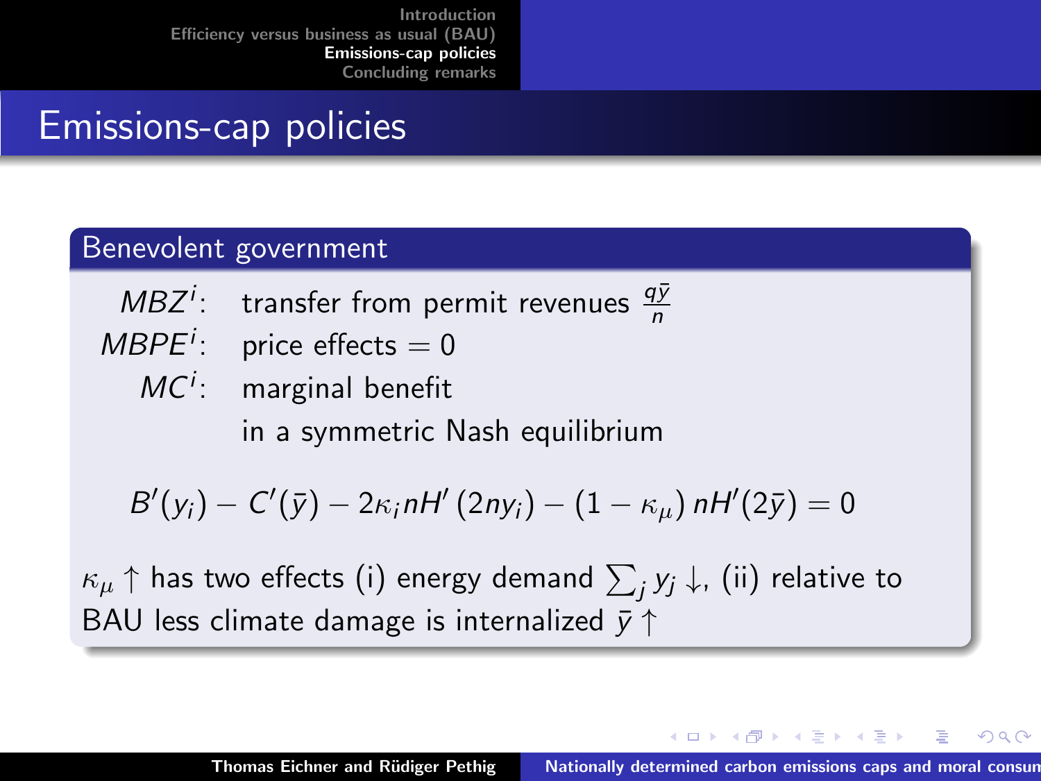# Emissions-cap policies

## Benevolent government

$MBZ^i$: transfer from permit revenues $\frac{q\bar{y}}{n}$

$MBPE^i$: price effects $= 0$

$MC^i$: marginal benefit

in a symmetric Nash equilibrium

$$B'(y_i) - C'(\bar{y}) - 2\kappa_i nH'(2ny_i) - (1 - \kappa_\mu)\, nH'(2\bar{y}) = 0$$

$\kappa_\mu \uparrow$ has two effects (i) energy demand $\sum_j y_j \downarrow$, (ii) relative to BAU less climate damage is internalized $\bar{y} \uparrow$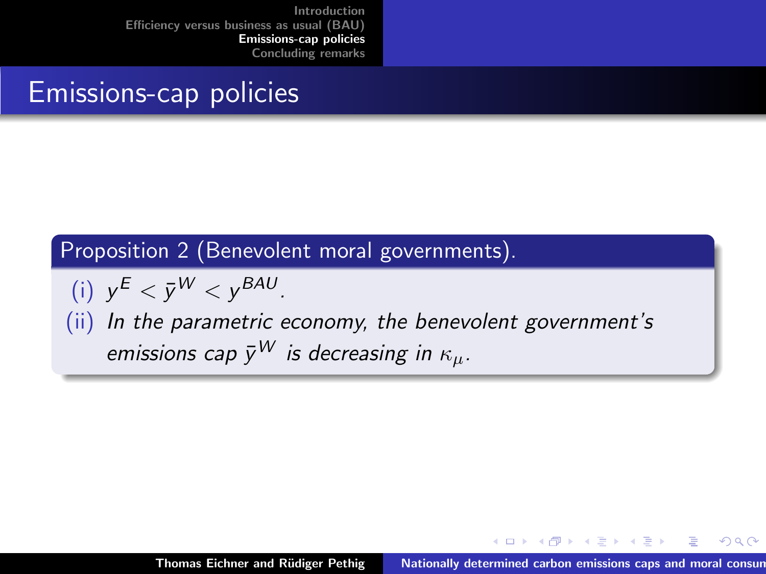# Emissions-cap policies

**Proposition 2 (Benevolent moral governments).**

(i) $y^E < \bar{y}^W < y^{BAU}$.

(ii) *In the parametric economy, the benevolent government's emissions cap $\bar{y}^W$ is decreasing in $\kappa_\mu$.*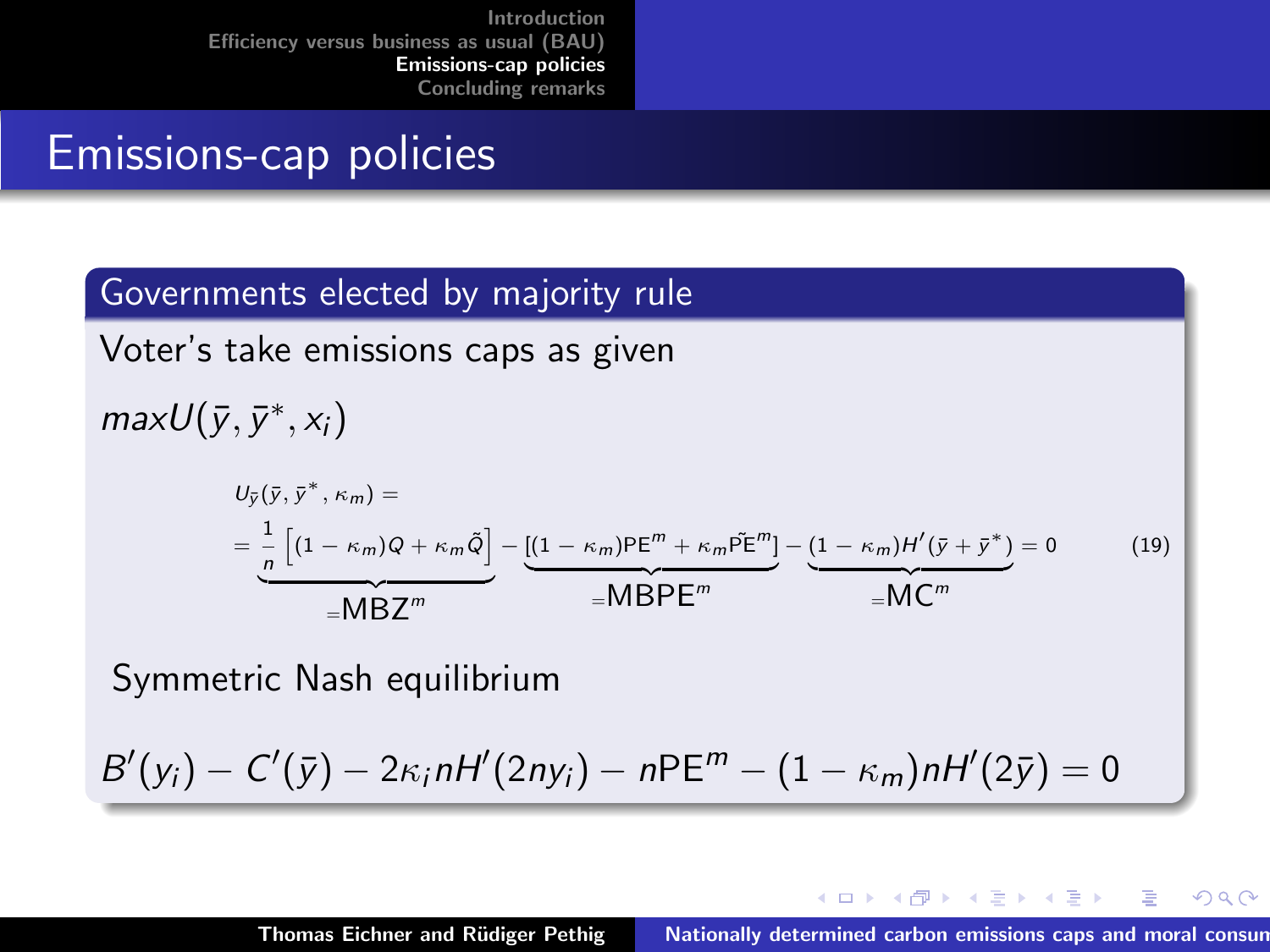# Emissions-cap policies

## Governments elected by majority rule

Voter's take emissions caps as given

$maxU(\bar{y}, \bar{y}^*, x_i)$

$$U_{\bar{y}}(\bar{y}, \bar{y}^*, \kappa_m) = \tag{19}$$

$$= \underbrace{\frac{1}{n}\left[(1-\kappa_m)Q + \kappa_m \tilde{Q}\right]}_{=\text{MBZ}^m} - \underbrace{[(1-\kappa_m)\text{PE}^m + \kappa_m \tilde{\text{PE}}^m]}_{=\text{MBPE}^m} - \underbrace{(1-\kappa_m)H'(\bar{y}+\bar{y}^*)}_{=\text{MC}^m} = 0$$

Symmetric Nash equilibrium

$$B'(y_i) - C'(\bar{y}) - 2\kappa_i n H'(2ny_i) - n\text{PE}^m - (1-\kappa_m)nH'(2\bar{y}) = 0$$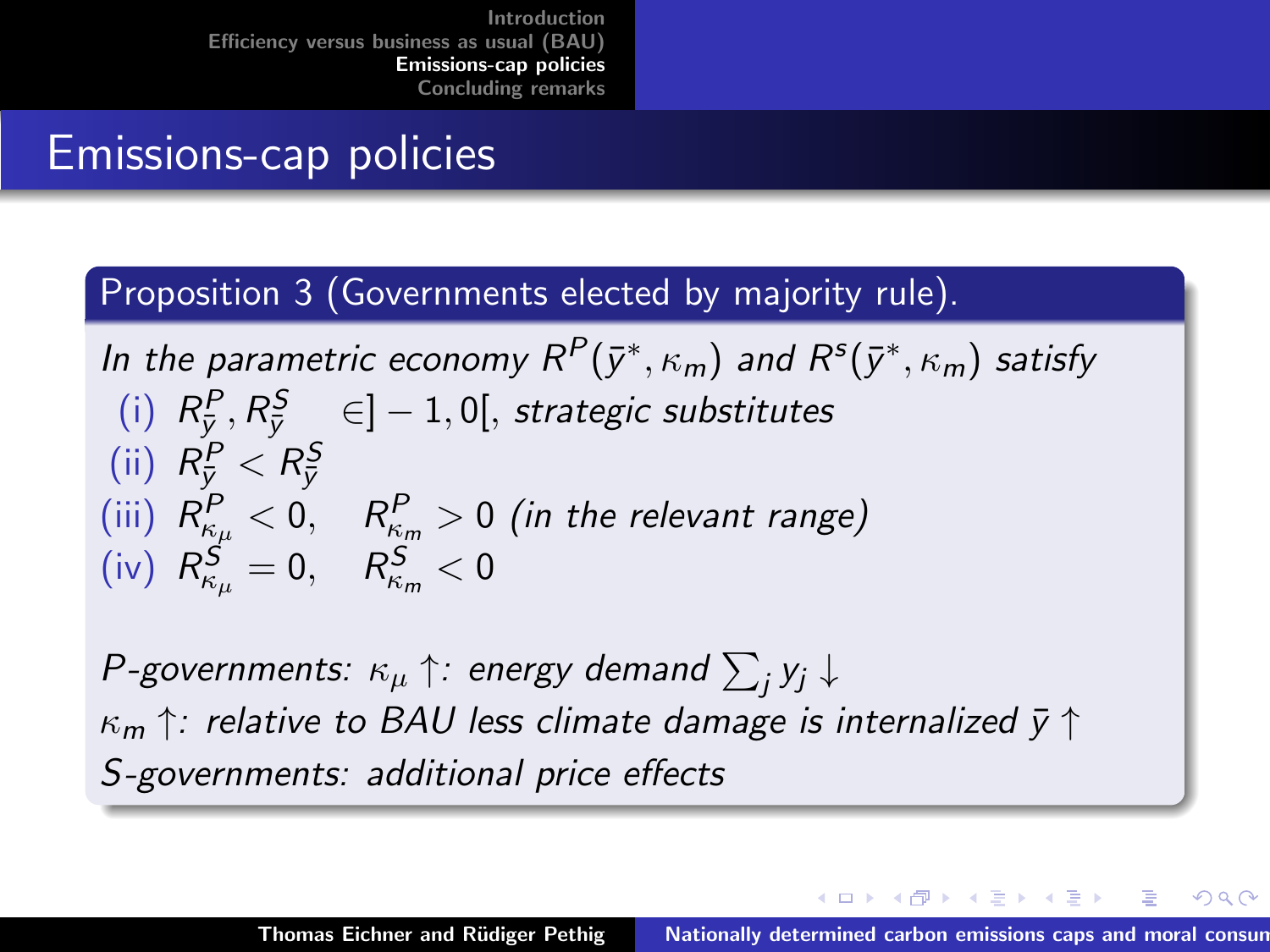# Emissions-cap policies

**Proposition 3 (Governments elected by majority rule).**

*In the parametric economy $R^P(\bar{y}^*, \kappa_m)$ and $R^s(\bar{y}^*, \kappa_m)$ satisfy*

(i) $R^P_{\bar{y}}, R^S_{\bar{y}} \quad \in ]-1, 0[$, *strategic substitutes*

(ii) $R^P_{\bar{y}} < R^S_{\bar{y}}$

(iii) $R^P_{\kappa_\mu} < 0, \quad R^P_{\kappa_m} > 0$ *(in the relevant range)*

(iv) $R^S_{\kappa_\mu} = 0, \quad R^S_{\kappa_m} < 0$

*P-governments:* $\kappa_\mu \uparrow$*: energy demand* $\sum_j y_j \downarrow$

$\kappa_m \uparrow$*: relative to BAU less climate damage is internalized* $\bar{y} \uparrow$

*S-governments: additional price effects*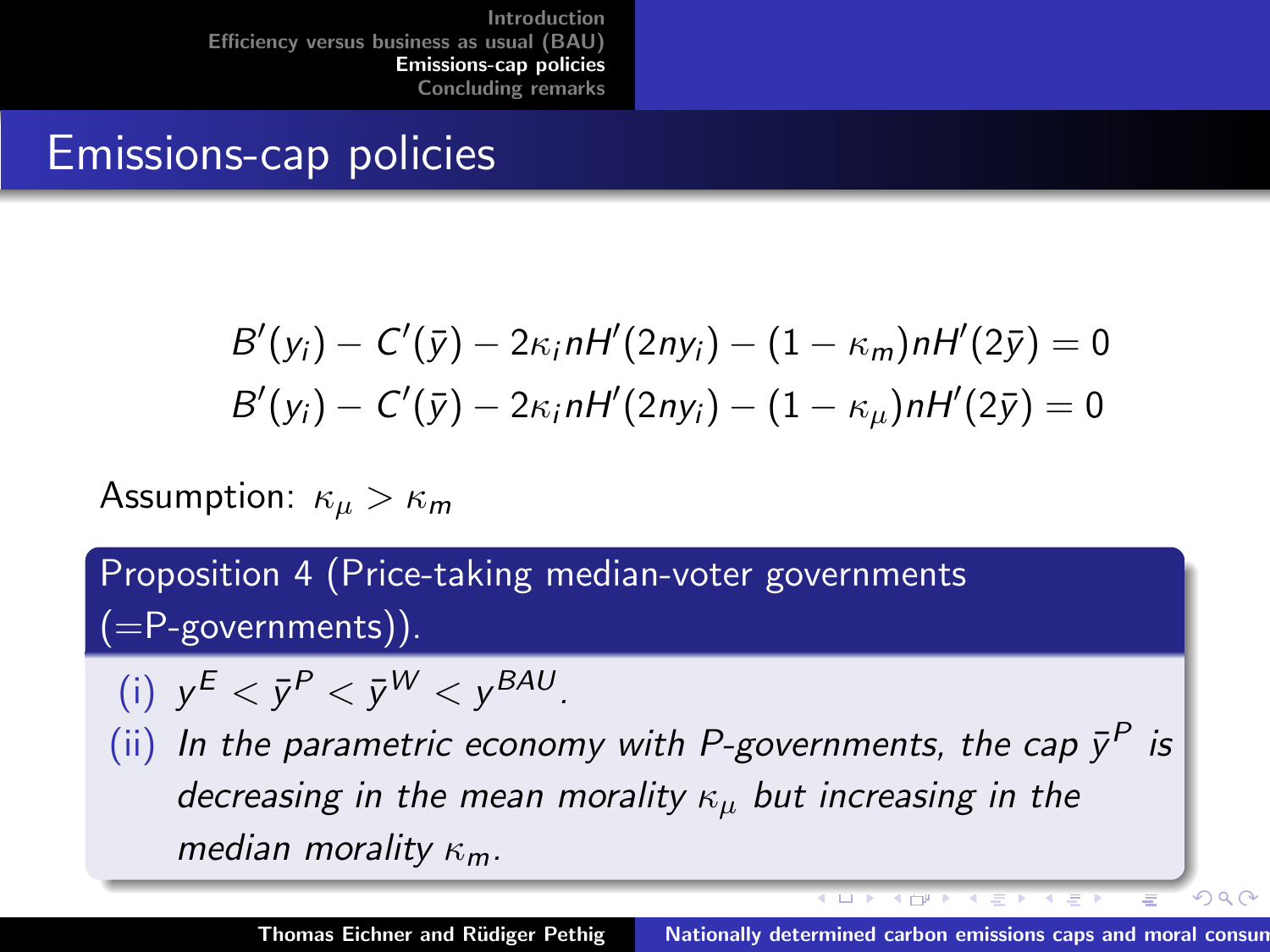# Emissions-cap policies

$$B'(y_i) - C'(\bar{y}) - 2\kappa_i nH'(2ny_i) - (1 - \kappa_m)nH'(2\bar{y}) = 0$$

$$B'(y_i) - C'(\bar{y}) - 2\kappa_i nH'(2ny_i) - (1 - \kappa_\mu)nH'(2\bar{y}) = 0$$

Assumption: $\kappa_\mu > \kappa_m$

**Proposition 4 (Price-taking median-voter governments (=P-governments)).**

(i) $y^E < \bar{y}^P < \bar{y}^W < y^{BAU}$.

(ii) *In the parametric economy with P-governments, the cap $\bar{y}^P$ is decreasing in the mean morality $\kappa_\mu$ but increasing in the median morality $\kappa_m$.*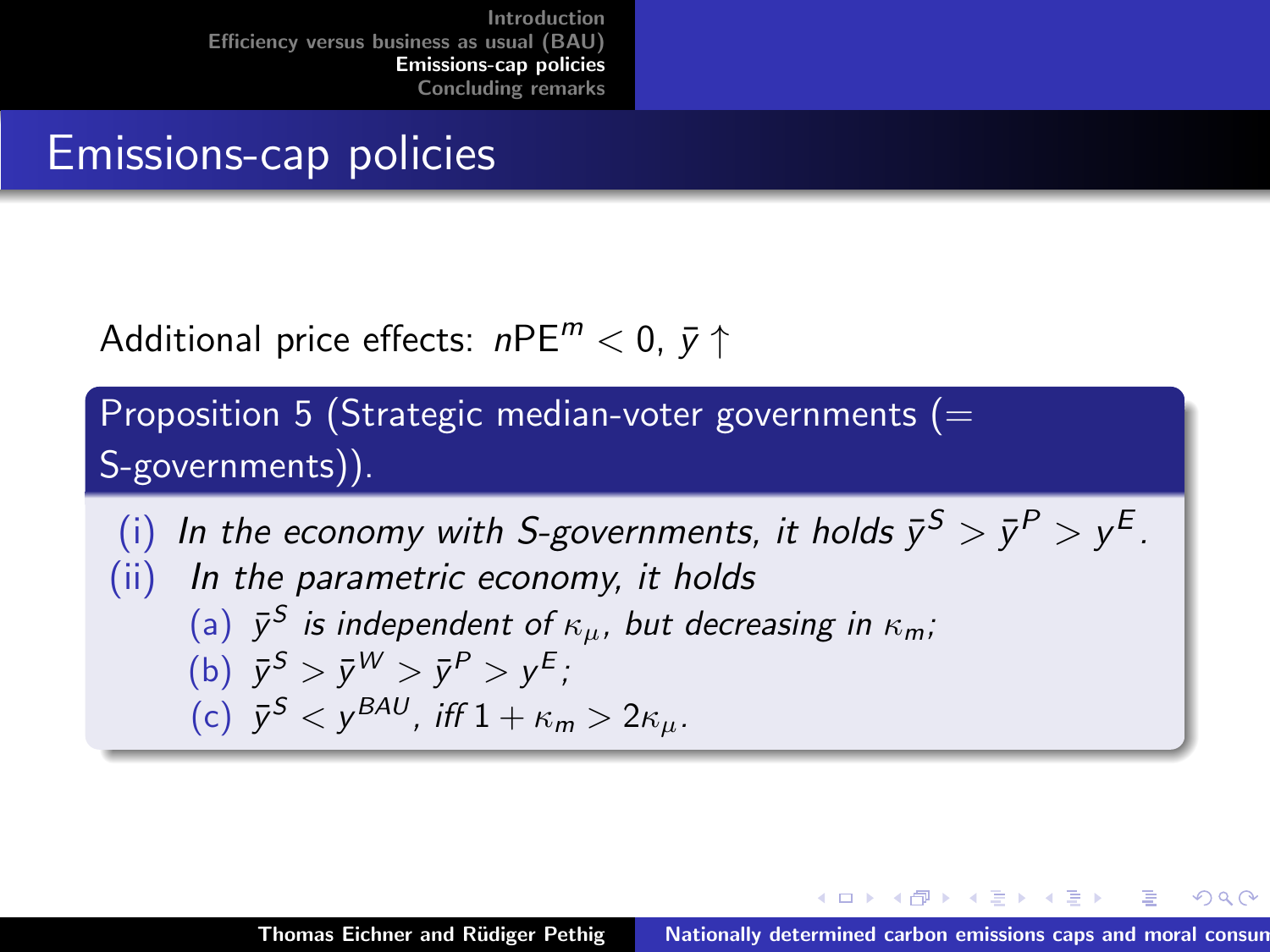# Emissions-cap policies

Additional price effects: $n\text{PE}^m < 0$, $\bar{y} \uparrow$

**Proposition 5 (Strategic median-voter governments (= S-governments)).**

(i) *In the economy with S-governments, it holds* $\bar{y}^S > \bar{y}^P > y^E$.

(ii) *In the parametric economy, it holds*

- (a) $\bar{y}^S$ *is independent of* $\kappa_\mu$, *but decreasing in* $\kappa_m$;
- (b) $\bar{y}^S > \bar{y}^W > \bar{y}^P > y^E$;
- (c) $\bar{y}^S < y^{BAU}$, *iff* $1 + \kappa_m > 2\kappa_\mu$.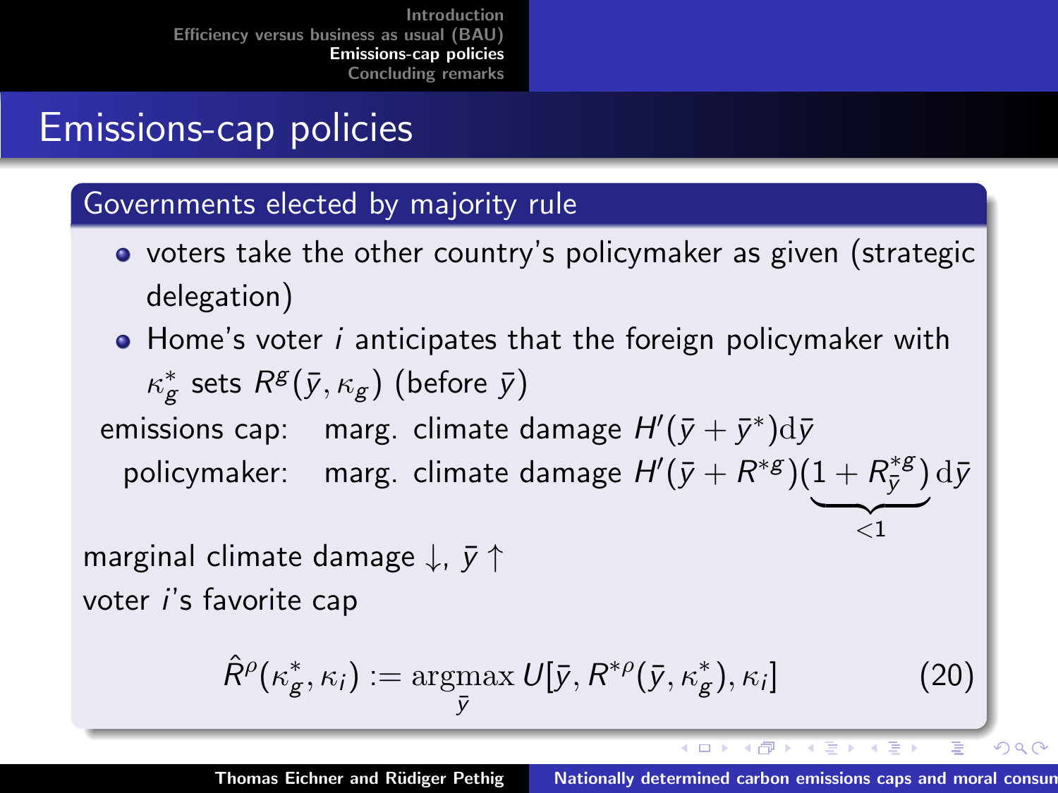# Emissions-cap policies

## Governments elected by majority rule

- voters take the other country's policymaker as given (strategic delegation)
- Home's voter $i$ anticipates that the foreign policymaker with $\kappa_g^*$ sets $R^g(\bar{y}, \kappa_g)$ (before $\bar{y}$)

emissions cap: marg. climate damage $H'(\bar{y} + \bar{y}^*)\mathrm{d}\bar{y}$

policymaker: marg. climate damage $H'(\bar{y} + R^{*g})\underbrace{(1 + R_{\bar{y}}^{*g})}_{<1}\mathrm{d}\bar{y}$

marginal climate damage $\downarrow$, $\bar{y} \uparrow$

voter $i$'s favorite cap

$$\hat{R}^{\rho}(\kappa_g^*, \kappa_i) := \underset{\bar{y}}{\operatorname{argmax}}\, U[\bar{y}, R^{*\rho}(\bar{y}, \kappa_g^*), \kappa_i] \tag{20}$$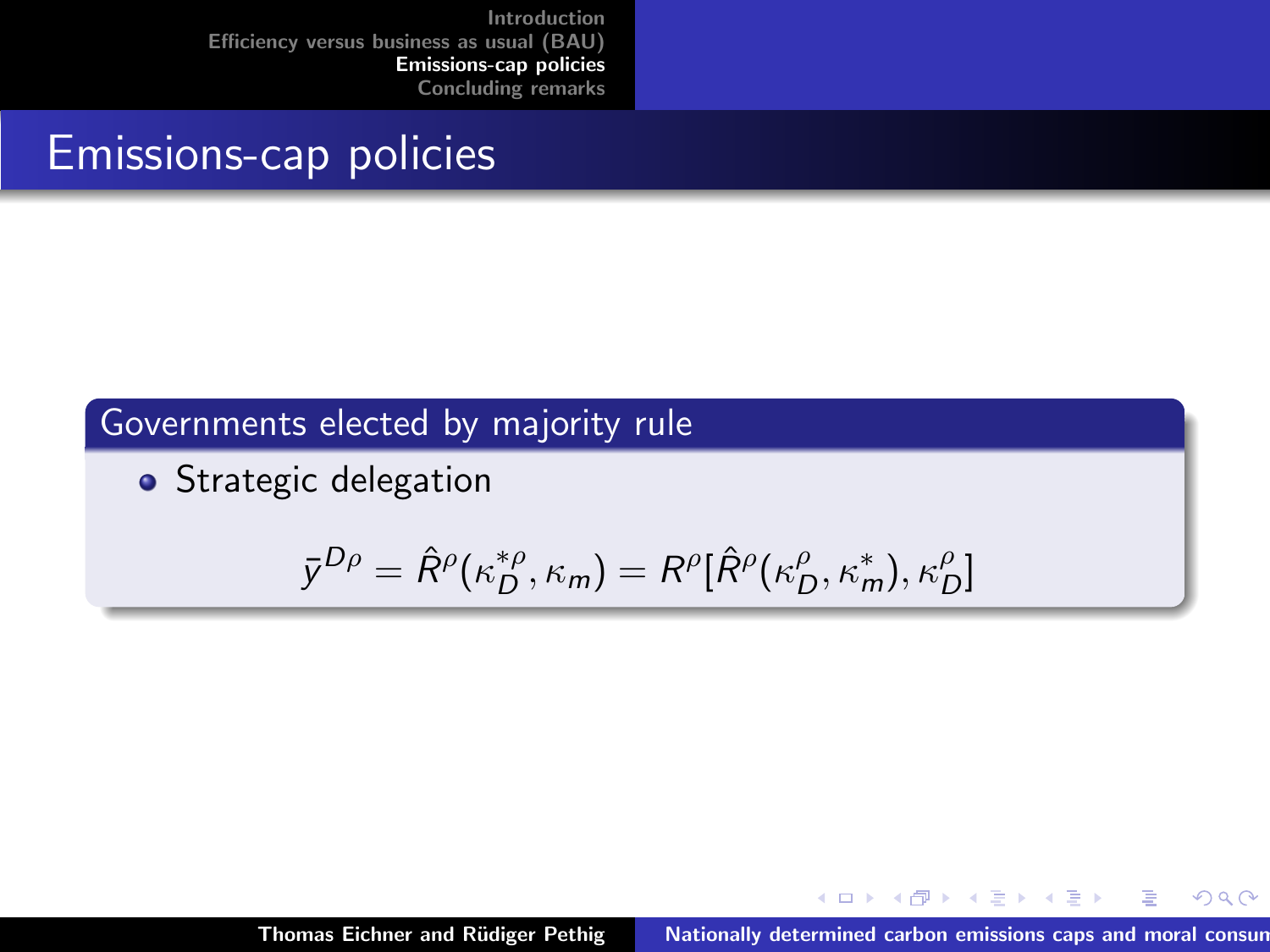# Emissions-cap policies

## Governments elected by majority rule

- Strategic delegation

$$\bar{y}^{D\rho} = \hat{R}^{\rho}(\kappa_D^{*\rho}, \kappa_m) = R^{\rho}[\hat{R}^{\rho}(\kappa_D^{\rho}, \kappa_m^{*}), \kappa_D^{\rho}]$$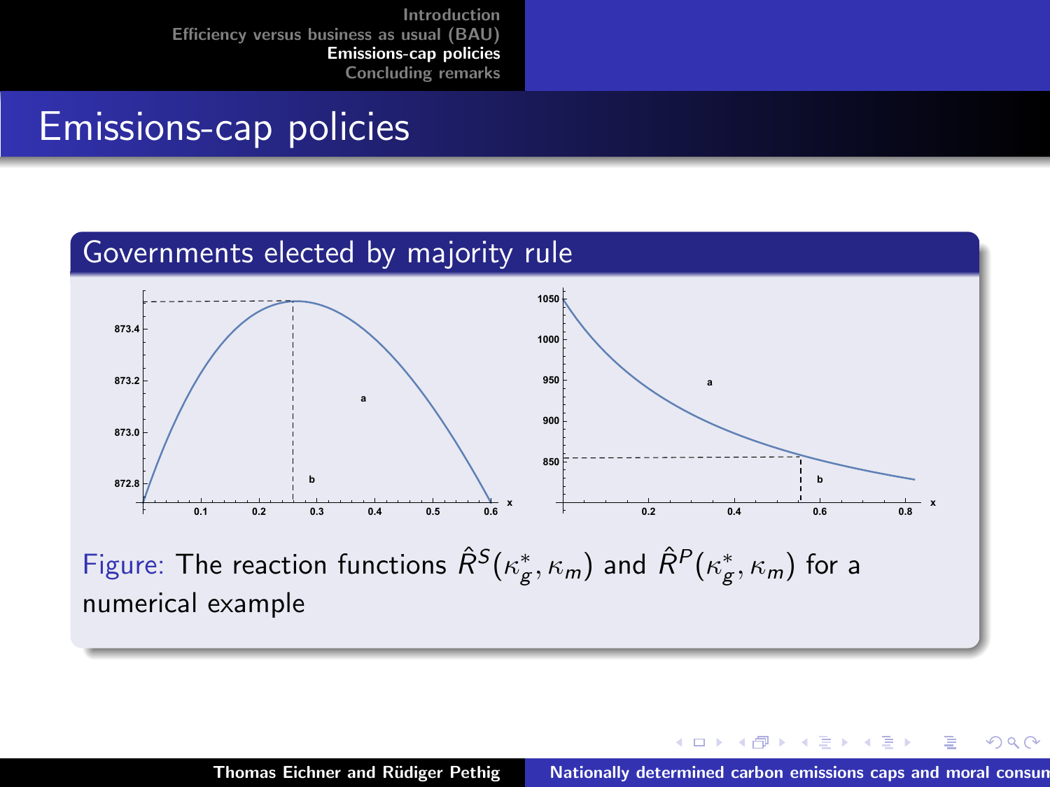# Emissions-cap policies

## Governments elected by majority rule

Figure: The reaction functions $\hat{R}^S(\kappa_g^*, \kappa_m)$ and $\hat{R}^P(\kappa_g^*, \kappa_m)$ for a numerical example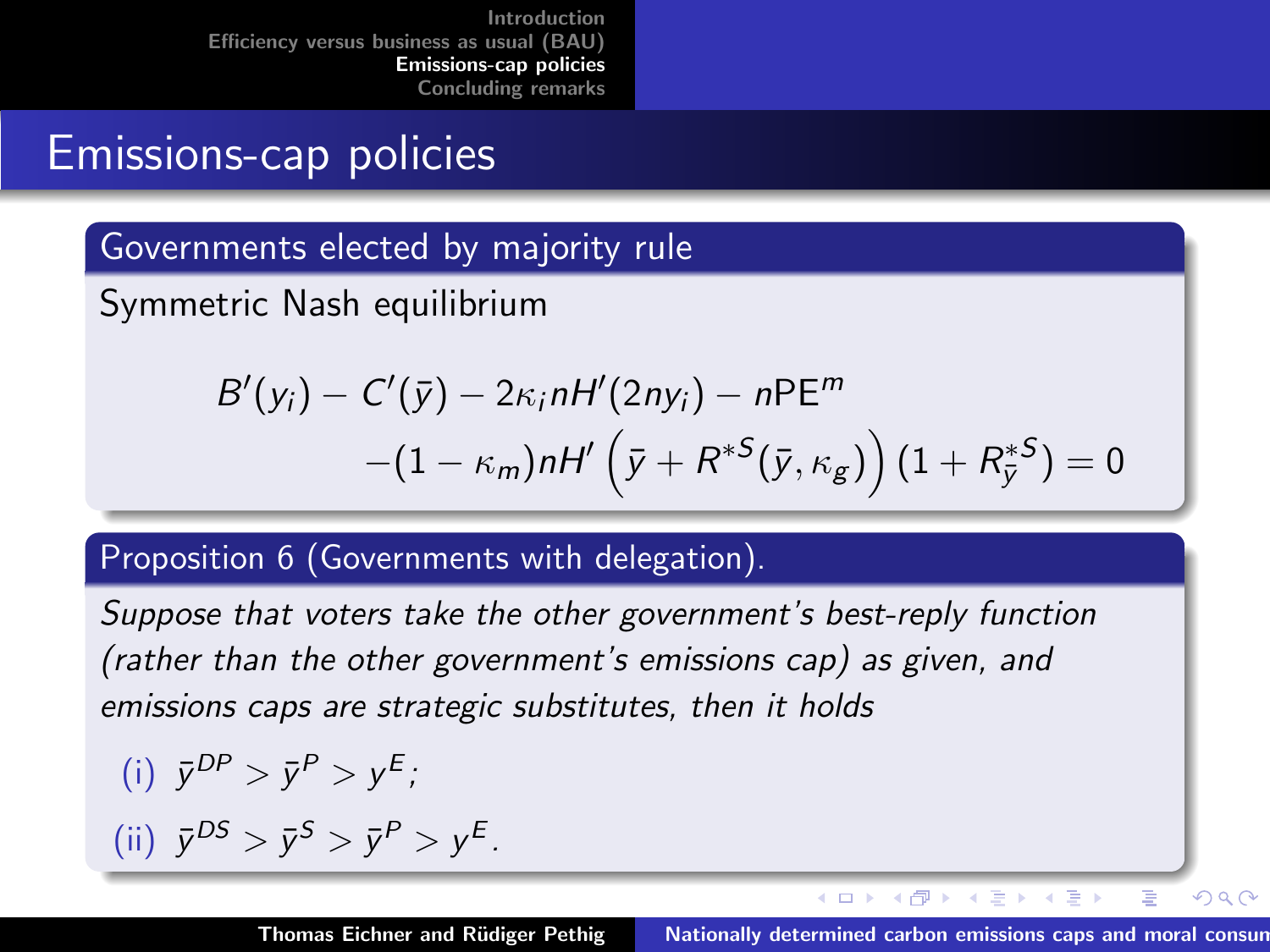# Emissions-cap policies

## Governments elected by majority rule

Symmetric Nash equilibrium

$$B'(y_i) - C'(\bar{y}) - 2\kappa_i nH'(2ny_i) - n\text{PE}^m$$
$$-(1-\kappa_m)nH'\left(\bar{y} + R^{*S}(\bar{y}, \kappa_g)\right)(1 + R^{*S}_{\bar{y}}) = 0$$

## Proposition 6 (Governments with delegation).

*Suppose that voters take the other government's best-reply function (rather than the other government's emissions cap) as given, and emissions caps are strategic substitutes, then it holds*

(i) $\bar{y}^{DP} > \bar{y}^{P} > y^{E}$;

(ii) $\bar{y}^{DS} > \bar{y}^{S} > \bar{y}^{P} > y^{E}$.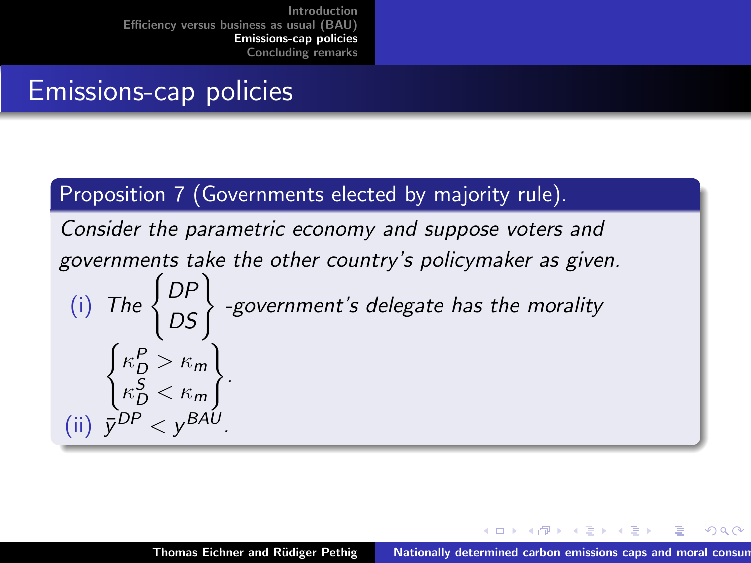# Emissions-cap policies

**Proposition 7 (Governments elected by majority rule).**

*Consider the parametric economy and suppose voters and governments take the other country's policymaker as given.*

(i) *The* $\begin{Bmatrix} DP \\ DS \end{Bmatrix}$ *-government's delegate has the morality* $\begin{Bmatrix} \kappa_D^P > \kappa_m \\ \kappa_D^S < \kappa_m \end{Bmatrix}$.

(ii) $\bar{y}^{DP} < y^{BAU}$.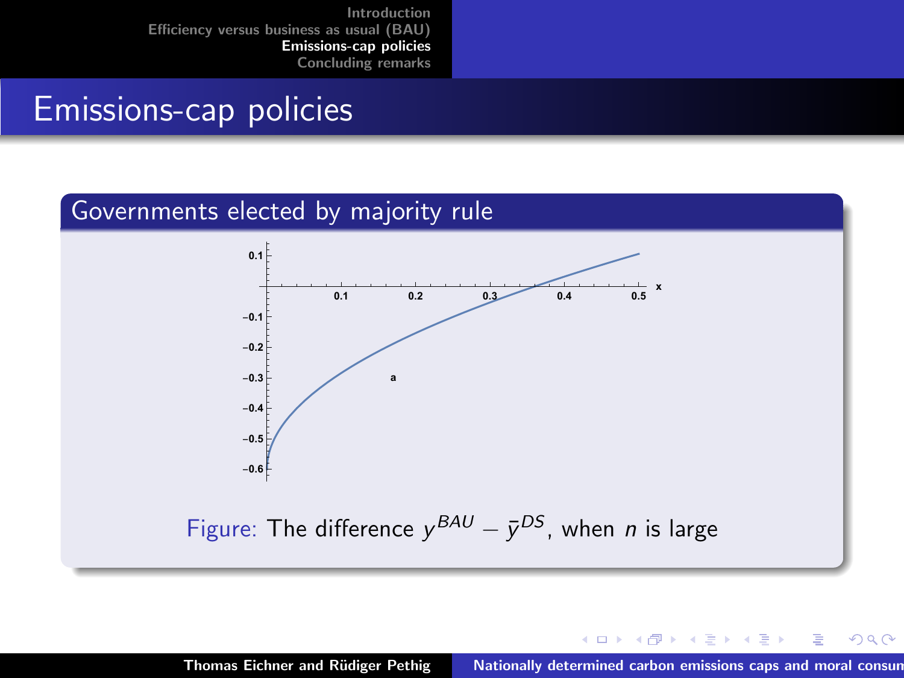# Emissions-cap policies

## Governments elected by majority rule

Figure: The difference $y^{BAU} - \bar{y}^{DS}$, when $n$ is large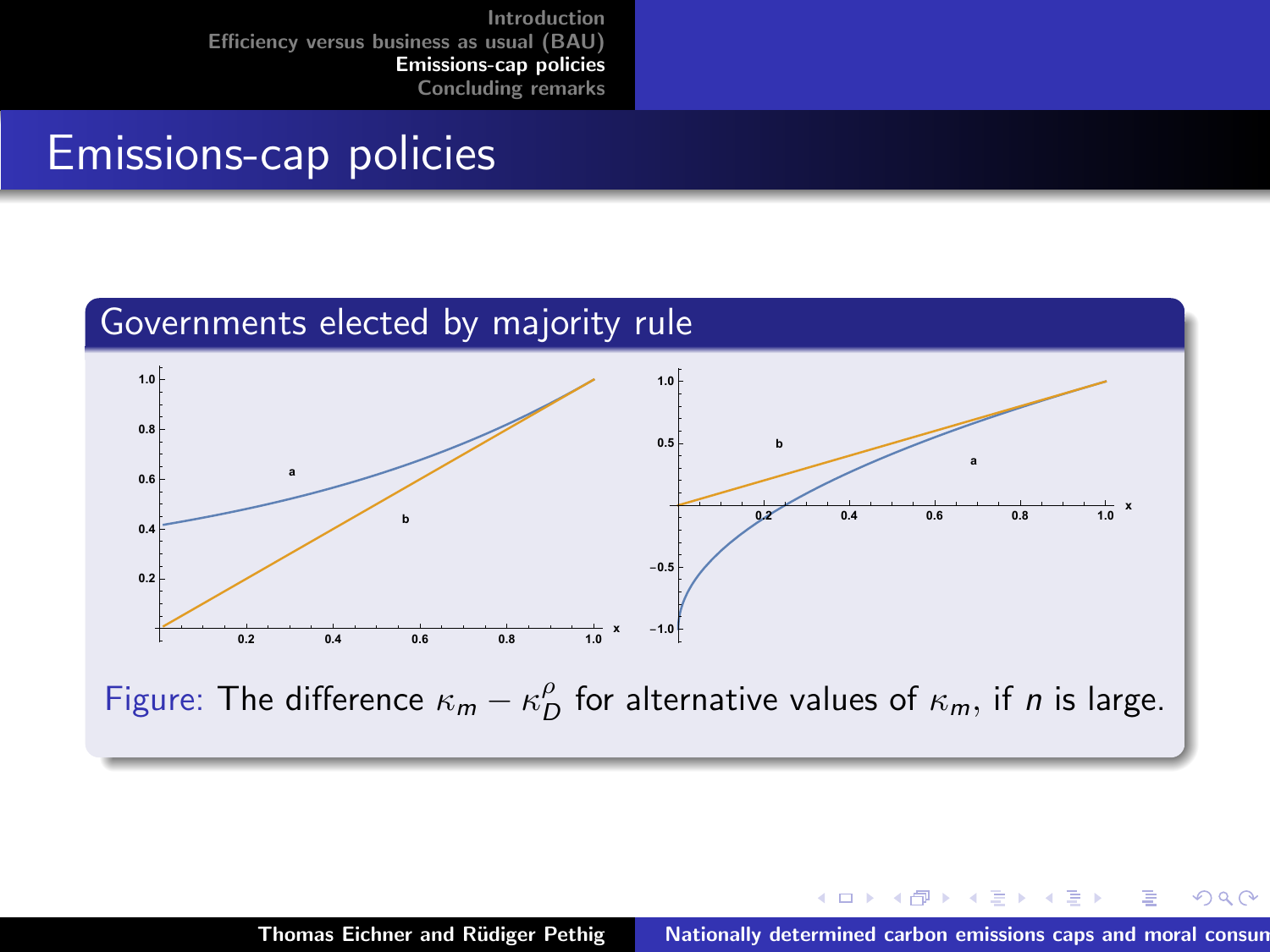# Emissions-cap policies

## Governments elected by majority rule

Figure: The difference $\kappa_m - \kappa_D^{\rho}$ for alternative values of $\kappa_m$, if $n$ is large.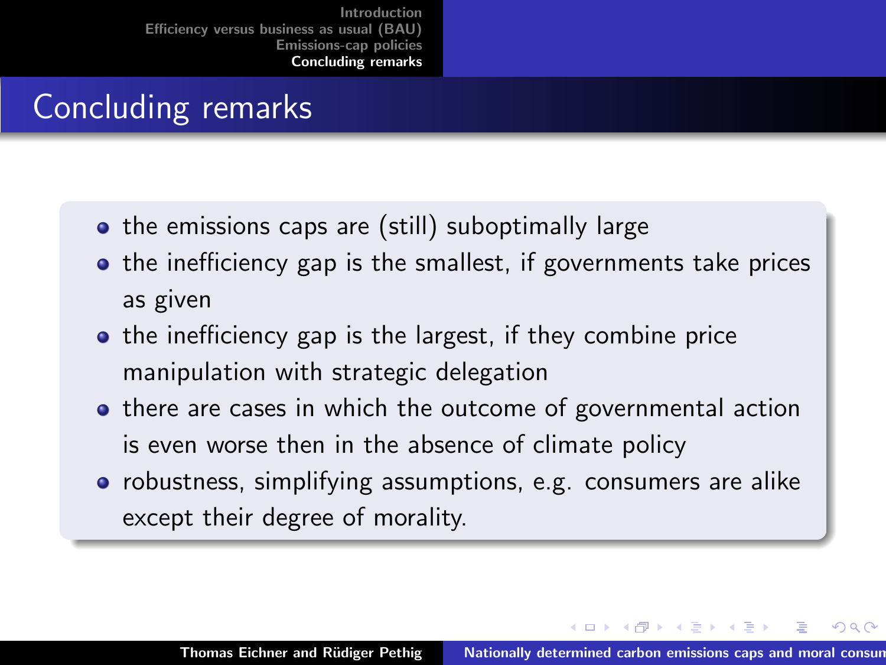# Concluding remarks

- the emissions caps are (still) suboptimally large
- the inefficiency gap is the smallest, if governments take prices as given
- the inefficiency gap is the largest, if they combine price manipulation with strategic delegation
- there are cases in which the outcome of governmental action is even worse then in the absence of climate policy
- robustness, simplifying assumptions, e.g. consumers are alike except their degree of morality.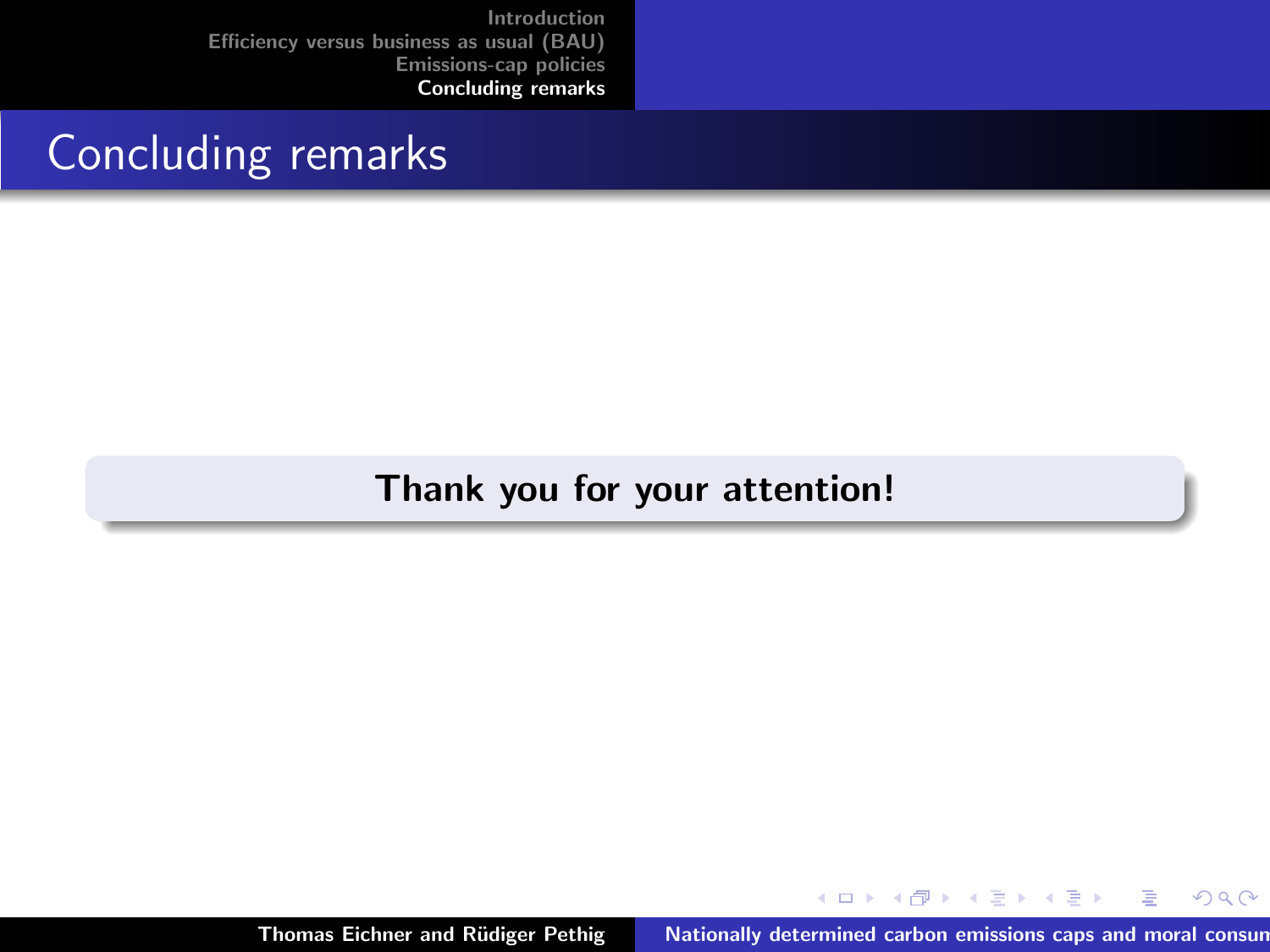# Concluding remarks

**Thank you for your attention!**